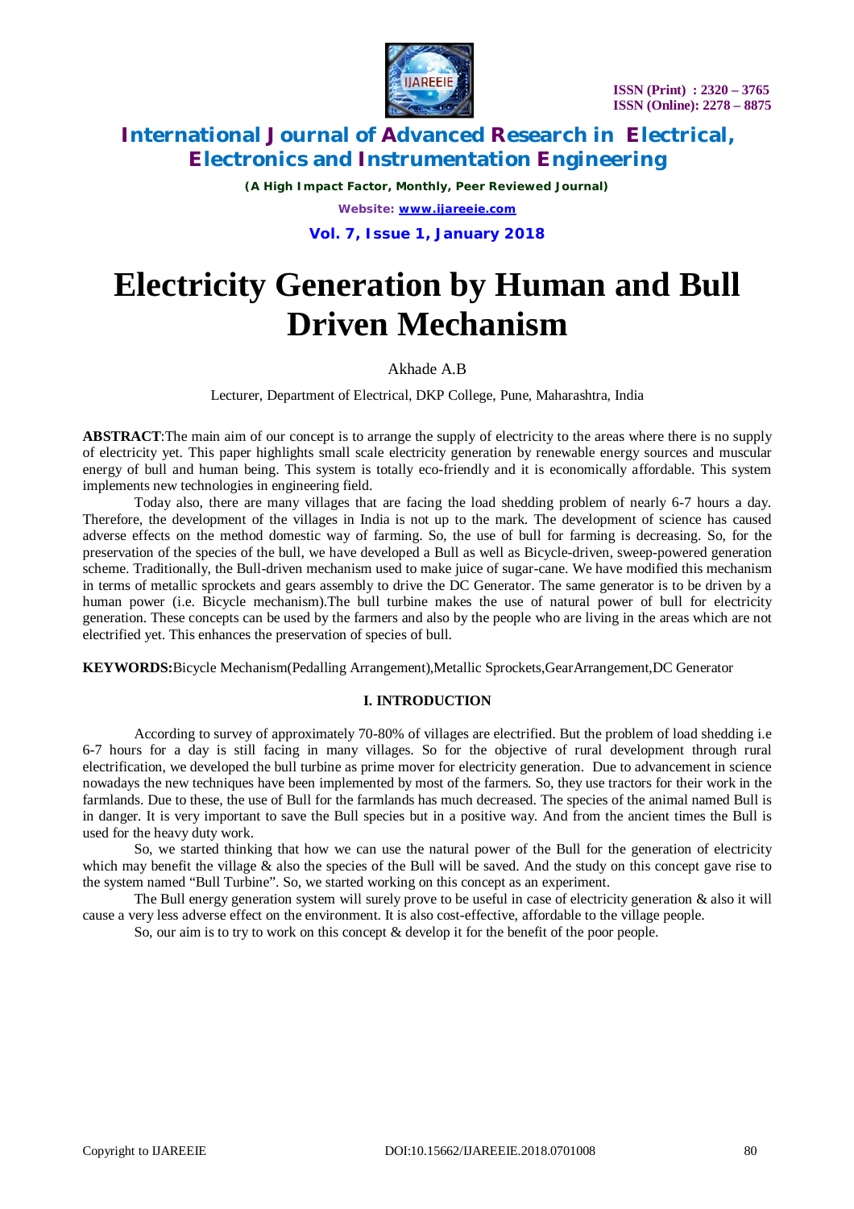# Electricity Generation by Human and Bull Driven Mechanism

Akhade A.B

Lecturer, Department of Electrical, DKP College, Pune, Maharashtra, India

**ABSTRACT**:The main aim of our concept is to arrange the supply of electricity to the areas where there is no supply of electricity yet. This paper highlights small scale electricity generation by renewable energy sources and muscular energy of bull and human being. This system is totally eco-friendly and it is economically affordable. This system implements new technologies in engineering field.

Today also, there are many villages that are facing the load shedding problem of nearly 6-7 hours a day. Therefore, the development of the villages in India is not up to the mark. The development of science has caused adverse effects on the method domestic way of farming. So, the use of bull for farming is decreasing. So, for the preservation of the species of the bull, we have developed a Bull as well as Bicycle-driven, sweep-powered generation scheme. Traditionally, the Bull-driven mechanism used to make juice of sugar-cane. We have modified this mechanism in terms of metallic sprockets and gears assembly to drive the DC Generator. The same generator is to be driven by a human power (i.e. Bicycle mechanism).The bull turbine makes the use of natural power of bull for electricity generation. These concepts can be used by the farmers and also by the people who are living in the areas which are not electrified yet. This enhances the preservation of species of bull.

**KEYWORDS:**Bicycle Mechanism(Pedalling Arrangement),Metallic Sprockets,GearArrangement,DC Generator

## I. INTRODUCTION

According to survey of approximately 70-80% of villages are electrified. But the problem of load shedding i.e 6-7 hours for a day is still facing in many villages. So for the objective of rural development through rural electrification, we developed the bull turbine as prime mover for electricity generation. Due to advancement in science nowadays the new techniques have been implemented by most of the farmers. So, they use tractors for their work in the farmlands. Due to these, the use of Bull for the farmlands has much decreased. The species of the animal named Bull is in danger. It is very important to save the Bull species but in a positive way. And from the ancient times the Bull is used for the heavy duty work.

So, we started thinking that how we can use the natural power of the Bull for the generation of electricity which may benefit the village & also the species of the Bull will be saved. And the study on this concept gave rise to the system named "Bull Turbine". So, we started working on this concept as an experiment.

The Bull energy generation system will surely prove to be useful in case of electricity generation & also it will cause a very less adverse effect on the environment. It is also cost-effective, affordable to the village people.

So, our aim is to try to work on this concept & develop it for the benefit of the poor people.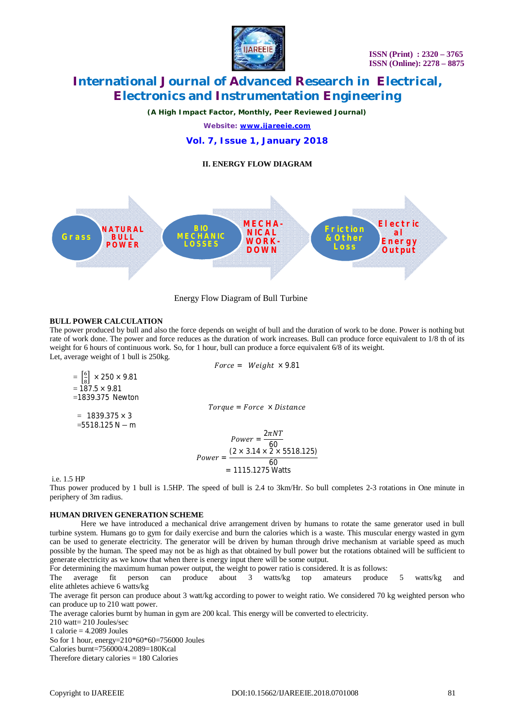## II. ENERGY FLOW DIAGRAM

Grass → NATURAL BULL POWER → BIO MECHANIC LOSSES → MECHANICAL WORK-DOWN → Friction & Other Loss → Electrical Energy Output

Energy Flow Diagram of Bull Turbine

**BULL POWER CALCULATION**

The power produced by bull and also the force depends on weight of bull and the duration of work to be done. Power is nothing but rate of work done. The power and force reduces as the duration of work increases. Bull can produce force equivalent to 1/8 th of its weight for 6 hours of continuous work. So, for 1 hour, bull can produce a force equivalent 6/8 of its weight.

Let, average weight of 1 bull is 250kg.

$$Force = Weight \times 9.81$$

$= \left[\frac{6}{8}\right] \times 250 \times 9.81$

$= 187.5 \times 9.81$

$= 1839.375 \text{ Newton}$

$$Torque = Force \times Distance$$

$= 1839.375 \times 3$

$= 5518.125 \text{ N} - \text{m}$

$$Power = \frac{2\pi NT}{60}$$

$$Power = \frac{(2 \times 3.14 \times 2 \times 5518.125)}{60}$$

$$= 1115.1275 \text{ Watts}$$

i.e. 1.5 HP

Thus power produced by 1 bull is 1.5HP. The speed of bull is 2.4 to 3km/Hr. So bull completes 2-3 rotations in One minute in periphery of 3m radius.

**HUMAN DRIVEN GENERATION SCHEME**

Here we have introduced a mechanical drive arrangement driven by humans to rotate the same generator used in bull turbine system. Humans go to gym for daily exercise and burn the calories which is a waste. This muscular energy wasted in gym can be used to generate electricity. The generator will be driven by human through drive mechanism at variable speed as much possible by the human. The speed may not be as high as that obtained by bull power but the rotations obtained will be sufficient to generate electricity as we know that when there is energy input there will be some output.

For determining the maximum human power output, the weight to power ratio is considered. It is as follows:

The average fit person can produce about 3 watts/kg top amateurs produce 5 watts/kg and elite athletes achieve 6 watts/kg

The average fit person can produce about 3 watt/kg according to power to weight ratio. We considered 70 kg weighted person who can produce up to 210 watt power.

The average calories burnt by human in gym are 200 kcal. This energy will be converted to electricity.

210 watt= 210 Joules/sec

1 calorie = 4.2089 Joules

So for 1 hour, energy=210\*60\*60=756000 Joules

Calories burnt=756000/4.2089=180Kcal

Therefore dietary calories = 180 Calories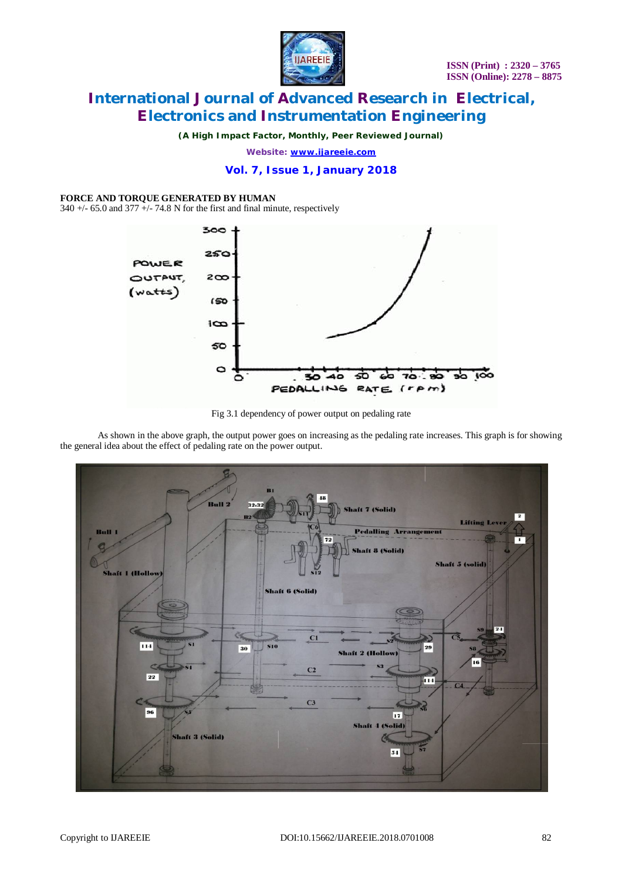**FORCE AND TORQUE GENERATED BY HUMAN**

340 +/- 65.0 and 377 +/- 74.8 N for the first and final minute, respectively

Fig 3.1 dependency of power output on pedaling rate

As shown in the above graph, the output power goes on increasing as the pedaling rate increases. This graph is for showing the general idea about the effect of pedaling rate on the power output.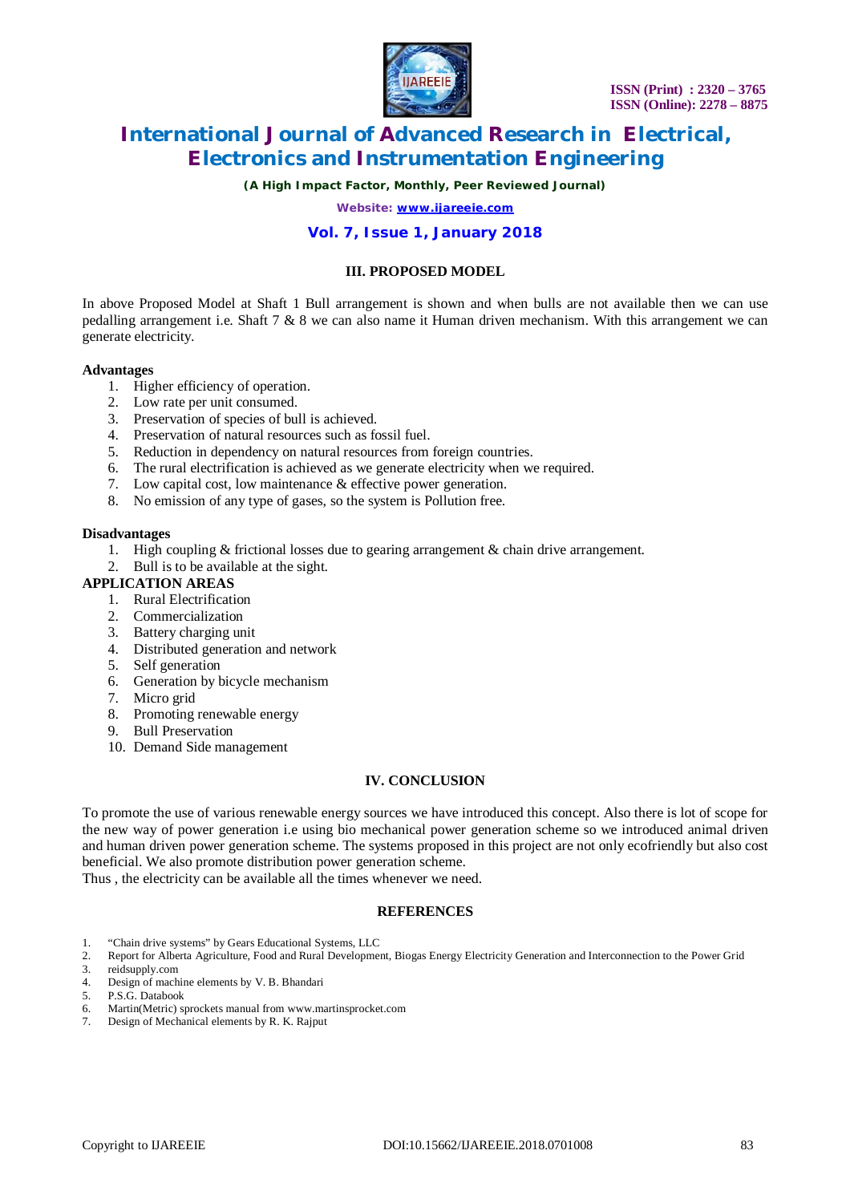## III. PROPOSED MODEL

In above Proposed Model at Shaft 1 Bull arrangement is shown and when bulls are not available then we can use pedalling arrangement i.e. Shaft 7 & 8 we can also name it Human driven mechanism. With this arrangement we can generate electricity.

**Advantages**

1. Higher efficiency of operation.
2. Low rate per unit consumed.
3. Preservation of species of bull is achieved.
4. Preservation of natural resources such as fossil fuel.
5. Reduction in dependency on natural resources from foreign countries.
6. The rural electrification is achieved as we generate electricity when we required.
7. Low capital cost, low maintenance & effective power generation.
8. No emission of any type of gases, so the system is Pollution free.

**Disadvantages**

1. High coupling & frictional losses due to gearing arrangement & chain drive arrangement.
2. Bull is to be available at the sight.

**APPLICATION AREAS**

1. Rural Electrification
2. Commercialization
3. Battery charging unit
4. Distributed generation and network
5. Self generation
6. Generation by bicycle mechanism
7. Micro grid
8. Promoting renewable energy
9. Bull Preservation
10. Demand Side management

## IV. CONCLUSION

To promote the use of various renewable energy sources we have introduced this concept. Also there is lot of scope for the new way of power generation i.e using bio mechanical power generation scheme so we introduced animal driven and human driven power generation scheme. The systems proposed in this project are not only ecofriendly but also cost beneficial. We also promote distribution power generation scheme.

Thus , the electricity can be available all the times whenever we need.

## REFERENCES

1. "Chain drive systems" by Gears Educational Systems, LLC
2. Report for Alberta Agriculture, Food and Rural Development, Biogas Energy Electricity Generation and Interconnection to the Power Grid
3. reidsupply.com
4. Design of machine elements by V. B. Bhandari
5. P.S.G. Databook
6. Martin(Metric) sprockets manual from www.martinsprocket.com
7. Design of Mechanical elements by R. K. Rajput